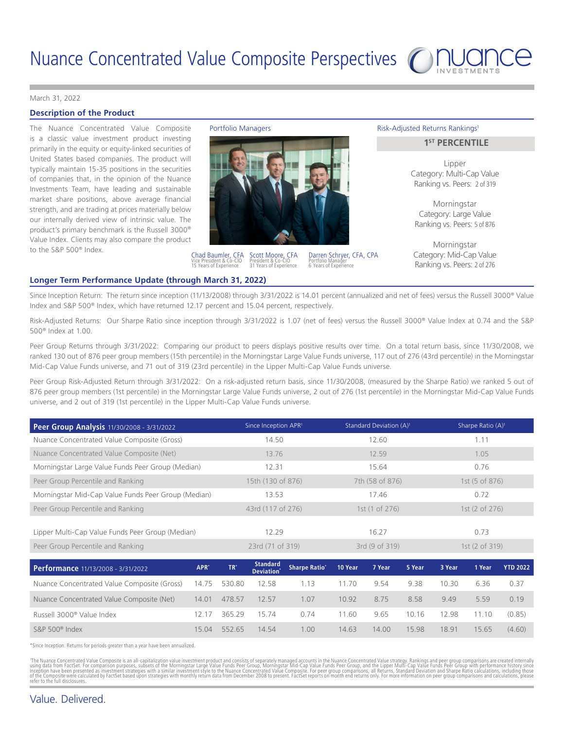# Nuance Concentrated Value Composite Perspectives

March 31, 2022

## Description of the Product

The Nuance Concentrated Value Composite is a classic value investment product investing primarily in the equity or equity-linked securities of United States based companies. The product will typically maintain 15-35 positions in the securities of companies that, in the opinion of the Nuance Investments Team, have leading and sustainable market share positions, above average financial strength, and are trading at prices materially below our internally derived view of intrinsic value. The product's primary benchmark is the Russell 3000® Value Index. Clients may also compare the product to the S&P 500® Index.

**Portfolio Managers**

- Chad Baumler, CFA — Vice President & Co-CIO, 15 Years of Experience
- Scott Moore, CFA — President & Co-CIO, 31 Years of Experience
- Darren Schryer, CFA, CPA — Portfolio Manager, 6 Years of Experience

**Risk-Adjusted Returns Rankings[1]**

**1ST PERCENTILE**

Lipper
Category: Multi-Cap Value
Ranking vs. Peers: 2 of 319

Morningstar
Category: Large Value
Ranking vs. Peers: 5 of 876

Morningstar
Category: Mid-Cap Value
Ranking vs. Peers: 2 of 276

## Longer Term Performance Update (through March 31, 2022)

Since Inception Return: The return since inception (11/13/2008) through 3/31/2022 is 14.01 percent (annualized and net of fees) versus the Russell 3000® Value Index and S&P 500® Index, which have returned 12.17 percent and 15.04 percent, respectively.

Risk-Adjusted Returns: Our Sharpe Ratio since inception through 3/31/2022 is 1.07 (net of fees) versus the Russell 3000® Value Index at 0.74 and the S&P 500® Index at 1.00.

Peer Group Returns through 3/31/2022: Comparing our product to peers displays positive results over time. On a total return basis, since 11/30/2008, we ranked 130 out of 876 peer group members (15th percentile) in the Morningstar Large Value Funds universe, 117 out of 276 (43rd percentile) in the Morningstar Mid-Cap Value Funds universe, and 71 out of 319 (23rd percentile) in the Lipper Multi-Cap Value Funds universe.

Peer Group Risk-Adjusted Return through 3/31/2022: On a risk-adjusted return basis, since 11/30/2008, (measured by the Sharpe Ratio) we ranked 5 out of 876 peer group members (1st percentile) in the Morningstar Large Value Funds universe, 2 out of 276 (1st percentile) in the Morningstar Mid-Cap Value Funds universe, and 2 out of 319 (1st percentile) in the Lipper Multi-Cap Value Funds universe.

| Peer Group Analysis 11/30/2008 - 3/31/2022 | Since Inception APR[1] | Standard Deviation (A)[1] | Sharpe Ratio (A)[1] |
|---|---|---|---|
| Nuance Concentrated Value Composite (Gross) | 14.50 | 12.60 | 1.11 |
| Nuance Concentrated Value Composite (Net) | 13.76 | 12.59 | 1.05 |
| Morningstar Large Value Funds Peer Group (Median) | 12.31 | 15.64 | 0.76 |
| Peer Group Percentile and Ranking | 15th (130 of 876) | 7th (58 of 876) | 1st (5 of 876) |
| Morningstar Mid-Cap Value Funds Peer Group (Median) | 13.53 | 17.46 | 0.72 |
| Peer Group Percentile and Ranking | 43rd (117 of 276) | 1st (1 of 276) | 1st (2 of 276) |
| Lipper Multi-Cap Value Funds Peer Group (Median) | 12.29 | 16.27 | 0.73 |
| Peer Group Percentile and Ranking | 23rd (71 of 319) | 3rd (9 of 319) | 1st (2 of 319) |

| Performance 11/13/2008 - 3/31/2022 | APR* | TR* | Standard Deviation* | Sharpe Ratio* | 10 Year | 7 Year | 5 Year | 3 Year | 1 Year | YTD 2022 |
|---|---|---|---|---|---|---|---|---|---|---|
| Nuance Concentrated Value Composite (Gross) | 14.75 | 530.80 | 12.58 | 1.13 | 11.70 | 9.54 | 9.38 | 10.30 | 6.36 | 0.37 |
| Nuance Concentrated Value Composite (Net) | 14.01 | 478.57 | 12.57 | 1.07 | 10.92 | 8.75 | 8.58 | 9.49 | 5.59 | 0.19 |
| Russell 3000® Value Index | 12.17 | 365.29 | 15.74 | 0.74 | 11.60 | 9.65 | 10.16 | 12.98 | 11.10 | (0.85) |
| S&P 500® Index | 15.04 | 552.65 | 14.54 | 1.00 | 14.63 | 14.00 | 15.98 | 18.91 | 15.65 | (4.60) |

*Since Inception. Returns for periods greater than a year have been annualized.

[1]The Nuance Concentrated Value Composite is an all-capitalization value investment product and consists of separately managed accounts in the Nuance Concentrated Value strategy. Rankings and peer group comparisons are created internally using data from FactSet. For comparison purposes, subsets of the Morningstar Large Value Funds Peer Group, Morningstar Mid-Cap Value Funds Peer Group, and the Lipper Multi-Cap Value Funds Peer Group with performance history since inception have been presented as investment strategies with a similar investment style to the Nuance Concentrated Value Composite. For peer group comparisons, all Returns, Standard Deviation and Sharpe Ratio calculations, including those of the Composite were calculated by FactSet based upon strategies with monthly return data from December 2008 to present. FactSet reports on month end returns only. For more information on peer group comparisons and calculations, please refer to the full disclosures.

Value. Delivered.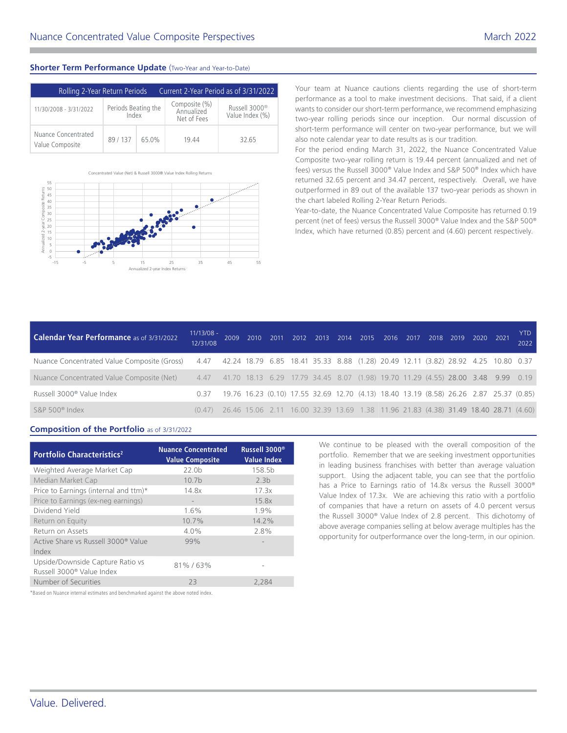## Shorter Term Performance Update (Two-Year and Year-to-Date)

| Rolling 2-Year Return Periods | | | Current 2-Year Period as of 3/31/2022 | |
|---|---|---|---|---|
| 11/30/2008 - 3/31/2022 | Periods Beating the Index | | Composite (%) Annualized Net of Fees | Russell 3000® Value Index (%) |
| Nuance Concentrated Value Composite | 89 / 137 | 65.0% | 19.44 | 32.65 |

Concentrated Value (Net) & Russell 3000® Value Index Rolling Returns

Your team at Nuance cautions clients regarding the use of short-term performance as a tool to make investment decisions. That said, if a client wants to consider our short-term performance, we recommend emphasizing two-year rolling periods since our inception. Our normal discussion of short-term performance will center on two-year performance, but we will also note calendar year to date results as is our tradition.

For the period ending March 31, 2022, the Nuance Concentrated Value Composite two-year rolling return is 19.44 percent (annualized and net of fees) versus the Russell 3000® Value Index and S&P 500® Index which have returned 32.65 percent and 34.47 percent, respectively. Overall, we have outperformed in 89 out of the available 137 two-year periods as shown in the chart labeled Rolling 2-Year Return Periods.

Year-to-date, the Nuance Concentrated Value Composite has returned 0.19 percent (net of fees) versus the Russell 3000® Value Index and the S&P 500® Index, which have returned (0.85) percent and (4.60) percent respectively.

| **Calendar Year Performance** as of 3/31/2022 | 11/13/08 - 12/31/08 | 2009 | 2010 | 2011 | 2012 | 2013 | 2014 | 2015 | 2016 | 2017 | 2018 | 2019 | 2020 | 2021 | YTD 2022 |
|---|---|---|---|---|---|---|---|---|---|---|---|---|---|---|---|
| Nuance Concentrated Value Composite (Gross) | 4.47 | 42.24 | 18.79 | 6.85 | 18.41 | 35.33 | 8.88 | (1.28) | 20.49 | 12.11 | (3.82) | 28.92 | 4.25 | 10.80 | 0.37 |
| Nuance Concentrated Value Composite (Net) | 4.47 | 41.70 | 18.13 | 6.29 | 17.79 | 34.45 | 8.07 | (1.98) | 19.70 | 11.29 | (4.55) | 28.00 | 3.48 | 9.99 | 0.19 |
| Russell 3000® Value Index | 0.37 | 19.76 | 16.23 | (0.10) | 17.55 | 32.69 | 12.70 | (4.13) | 18.40 | 13.19 | (8.58) | 26.26 | 2.87 | 25.37 | (0.85) |
| S&P 500® Index | (0.47) | 26.46 | 15.06 | 2.11 | 16.00 | 32.39 | 13.69 | 1.38 | 11.96 | 21.83 | (4.38) | 31.49 | 18.40 | 28.71 | (4.60) |

## Composition of the Portfolio as of 3/31/2022

| Portfolio Characteristics[2] | Nuance Concentrated Value Composite | Russell 3000® Value Index |
|---|---|---|
| Weighted Average Market Cap | 22.0b | 158.5b |
| Median Market Cap | 10.7b | 2.3b |
| Price to Earnings (internal and ttm)* | 14.8x | 17.3x |
| Price to Earnings (ex-neg earnings) | - | 15.8x |
| Dividend Yield | 1.6% | 1.9% |
| Return on Equity | 10.7% | 14.2% |
| Return on Assets | 4.0% | 2.8% |
| Active Share vs Russell 3000® Value Index | 99% | - |
| Upside/Downside Capture Ratio vs Russell 3000® Value Index | 81% / 63% | - |
| Number of Securities | 23 | 2,284 |

*Based on Nuance internal estimates and benchmarked against the above noted index.

We continue to be pleased with the overall composition of the portfolio. Remember that we are seeking investment opportunities in leading business franchises with better than average valuation support. Using the adjacent table, you can see that the portfolio has a Price to Earnings ratio of 14.8x versus the Russell 3000® Value Index of 17.3x. We are achieving this ratio with a portfolio of companies that have a return on assets of 4.0 percent versus the Russell 3000® Value Index of 2.8 percent. This dichotomy of above average companies selling at below average multiples has the opportunity for outperformance over the long-term, in our opinion.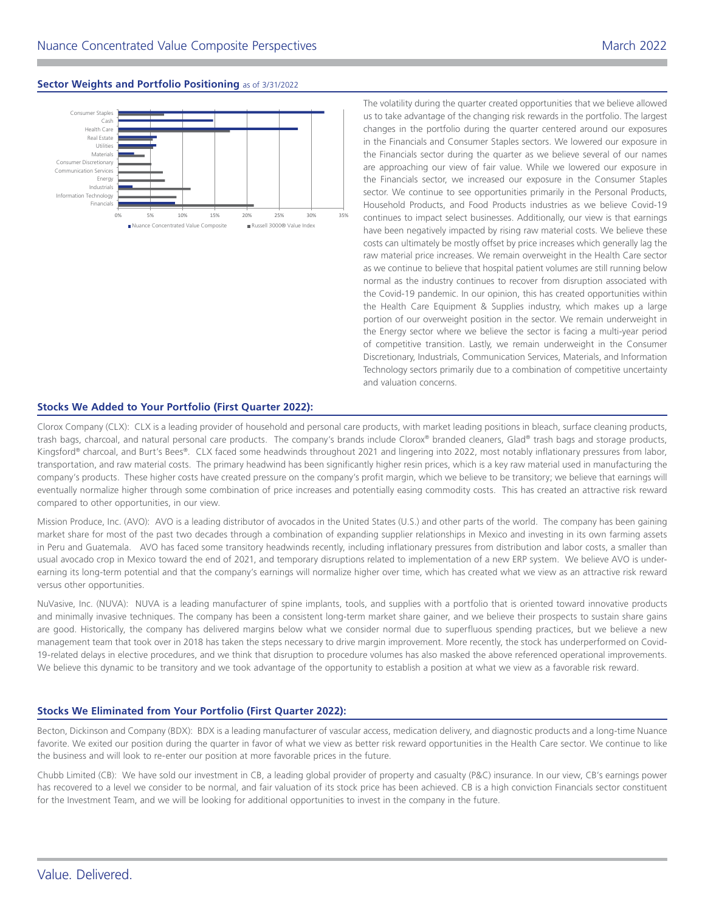## Sector Weights and Portfolio Positioning as of 3/31/2022

The volatility during the quarter created opportunities that we believe allowed us to take advantage of the changing risk rewards in the portfolio. The largest changes in the portfolio during the quarter centered around our exposures in the Financials and Consumer Staples sectors. We lowered our exposure in the Financials sector during the quarter as we believe several of our names are approaching our view of fair value. While we lowered our exposure in the Financials sector, we increased our exposure in the Consumer Staples sector. We continue to see opportunities primarily in the Personal Products, Household Products, and Food Products industries as we believe Covid-19 continues to impact select businesses. Additionally, our view is that earnings have been negatively impacted by rising raw material costs. We believe these costs can ultimately be mostly offset by price increases which generally lag the raw material price increases. We remain overweight in the Health Care sector as we continue to believe that hospital patient volumes are still running below normal as the industry continues to recover from disruption associated with the Covid-19 pandemic. In our opinion, this has created opportunities within the Health Care Equipment & Supplies industry, which makes up a large portion of our overweight position in the sector. We remain underweight in the Energy sector where we believe the sector is facing a multi-year period of competitive transition. Lastly, we remain underweight in the Consumer Discretionary, Industrials, Communication Services, Materials, and Information Technology sectors primarily due to a combination of competitive uncertainty and valuation concerns.

## Stocks We Added to Your Portfolio (First Quarter 2022):

Clorox Company (CLX): CLX is a leading provider of household and personal care products, with market leading positions in bleach, surface cleaning products, trash bags, charcoal, and natural personal care products. The company's brands include Clorox® branded cleaners, Glad® trash bags and storage products, Kingsford® charcoal, and Burt's Bees®. CLX faced some headwinds throughout 2021 and lingering into 2022, most notably inflationary pressures from labor, transportation, and raw material costs. The primary headwind has been significantly higher resin prices, which is a key raw material used in manufacturing the company's products. These higher costs have created pressure on the company's profit margin, which we believe to be transitory; we believe that earnings will eventually normalize higher through some combination of price increases and potentially easing commodity costs. This has created an attractive risk reward compared to other opportunities, in our view.

Mission Produce, Inc. (AVO): AVO is a leading distributor of avocados in the United States (U.S.) and other parts of the world. The company has been gaining market share for most of the past two decades through a combination of expanding supplier relationships in Mexico and investing in its own farming assets in Peru and Guatemala. AVO has faced some transitory headwinds recently, including inflationary pressures from distribution and labor costs, a smaller than usual avocado crop in Mexico toward the end of 2021, and temporary disruptions related to implementation of a new ERP system. We believe AVO is under-earning its long-term potential and that the company's earnings will normalize higher over time, which has created what we view as an attractive risk reward versus other opportunities.

NuVasive, Inc. (NUVA): NUVA is a leading manufacturer of spine implants, tools, and supplies with a portfolio that is oriented toward innovative products and minimally invasive techniques. The company has been a consistent long-term market share gainer, and we believe their prospects to sustain share gains are good. Historically, the company has delivered margins below what we consider normal due to superfluous spending practices, but we believe a new management team that took over in 2018 has taken the steps necessary to drive margin improvement. More recently, the stock has underperformed on Covid-19-related delays in elective procedures, and we think that disruption to procedure volumes has also masked the above referenced operational improvements. We believe this dynamic to be transitory and we took advantage of the opportunity to establish a position at what we view as a favorable risk reward.

## Stocks We Eliminated from Your Portfolio (First Quarter 2022):

Becton, Dickinson and Company (BDX): BDX is a leading manufacturer of vascular access, medication delivery, and diagnostic products and a long-time Nuance favorite. We exited our position during the quarter in favor of what we view as better risk reward opportunities in the Health Care sector. We continue to like the business and will look to re-enter our position at more favorable prices in the future.

Chubb Limited (CB): We have sold our investment in CB, a leading global provider of property and casualty (P&C) insurance. In our view, CB's earnings power has recovered to a level we consider to be normal, and fair valuation of its stock price has been achieved. CB is a high conviction Financials sector constituent for the Investment Team, and we will be looking for additional opportunities to invest in the company in the future.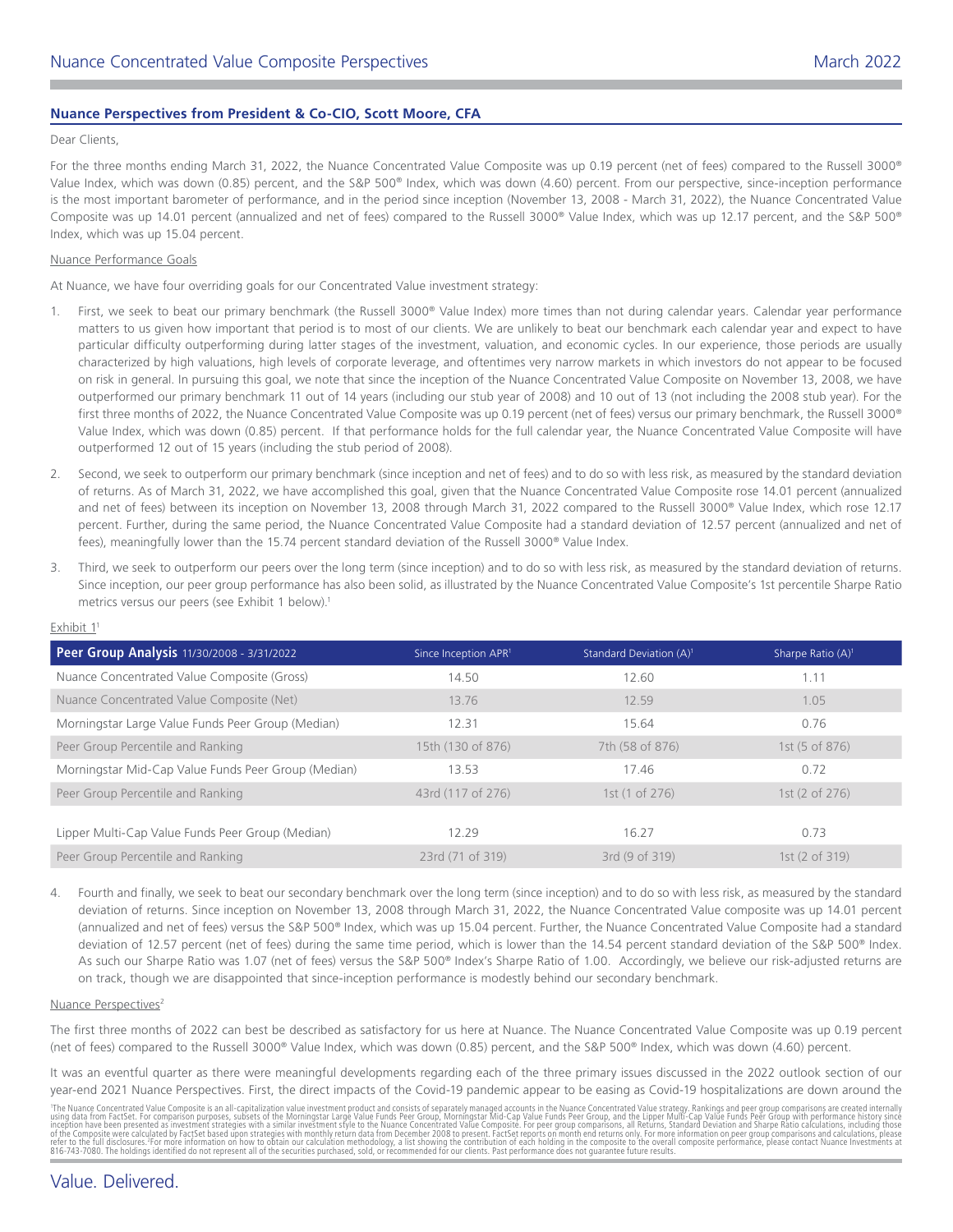### Nuance Perspectives from President & Co-CIO, Scott Moore, CFA

Dear Clients,

For the three months ending March 31, 2022, the Nuance Concentrated Value Composite was up 0.19 percent (net of fees) compared to the Russell 3000® Value Index, which was down (0.85) percent, and the S&P 500® Index, which was down (4.60) percent. From our perspective, since-inception performance is the most important barometer of performance, and in the period since inception (November 13, 2008 - March 31, 2022), the Nuance Concentrated Value Composite was up 14.01 percent (annualized and net of fees) compared to the Russell 3000® Value Index, which was up 12.17 percent, and the S&P 500® Index, which was up 15.04 percent.

Nuance Performance Goals

At Nuance, we have four overriding goals for our Concentrated Value investment strategy:

1. First, we seek to beat our primary benchmark (the Russell 3000® Value Index) more times than not during calendar years. Calendar year performance matters to us given how important that period is to most of our clients. We are unlikely to beat our benchmark each calendar year and expect to have particular difficulty outperforming during latter stages of the investment, valuation, and economic cycles. In our experience, those periods are usually characterized by high valuations, high levels of corporate leverage, and oftentimes very narrow markets in which investors do not appear to be focused on risk in general. In pursuing this goal, we note that since the inception of the Nuance Concentrated Value Composite on November 13, 2008, we have outperformed our primary benchmark 11 out of 14 years (including our stub year of 2008) and 10 out of 13 (not including the 2008 stub year). For the first three months of 2022, the Nuance Concentrated Value Composite was up 0.19 percent (net of fees) versus our primary benchmark, the Russell 3000® Value Index, which was down (0.85) percent. If that performance holds for the full calendar year, the Nuance Concentrated Value Composite will have outperformed 12 out of 15 years (including the stub period of 2008).

2. Second, we seek to outperform our primary benchmark (since inception and net of fees) and to do so with less risk, as measured by the standard deviation of returns. As of March 31, 2022, we have accomplished this goal, given that the Nuance Concentrated Value Composite rose 14.01 percent (annualized and net of fees) between its inception on November 13, 2008 through March 31, 2022 compared to the Russell 3000® Value Index, which rose 12.17 percent. Further, during the same period, the Nuance Concentrated Value Composite had a standard deviation of 12.57 percent (annualized and net of fees), meaningfully lower than the 15.74 percent standard deviation of the Russell 3000® Value Index.

3. Third, we seek to outperform our peers over the long term (since inception) and to do so with less risk, as measured by the standard deviation of returns. Since inception, our peer group performance has also been solid, as illustrated by the Nuance Concentrated Value Composite's 1st percentile Sharpe Ratio metrics versus our peers (see Exhibit 1 below).[1]

Exhibit 1[1]

| **Peer Group Analysis** 11/30/2008 - 3/31/2022 | Since Inception APR[1] | Standard Deviation (A)[1] | Sharpe Ratio (A)[1] |
|---|---|---|---|
| Nuance Concentrated Value Composite (Gross) | 14.50 | 12.60 | 1.11 |
| Nuance Concentrated Value Composite (Net) | 13.76 | 12.59 | 1.05 |
| Morningstar Large Value Funds Peer Group (Median) | 12.31 | 15.64 | 0.76 |
| Peer Group Percentile and Ranking | 15th (130 of 876) | 7th (58 of 876) | 1st (5 of 876) |
| Morningstar Mid-Cap Value Funds Peer Group (Median) | 13.53 | 17.46 | 0.72 |
| Peer Group Percentile and Ranking | 43rd (117 of 276) | 1st (1 of 276) | 1st (2 of 276) |
| Lipper Multi-Cap Value Funds Peer Group (Median) | 12.29 | 16.27 | 0.73 |
| Peer Group Percentile and Ranking | 23rd (71 of 319) | 3rd (9 of 319) | 1st (2 of 319) |

4. Fourth and finally, we seek to beat our secondary benchmark over the long term (since inception) and to do so with less risk, as measured by the standard deviation of returns. Since inception on November 13, 2008 through March 31, 2022, the Nuance Concentrated Value composite was up 14.01 percent (annualized and net of fees) versus the S&P 500® Index, which was up 15.04 percent. Further, the Nuance Concentrated Value Composite had a standard deviation of 12.57 percent (net of fees) during the same time period, which is lower than the 14.54 percent standard deviation of the S&P 500® Index. As such our Sharpe Ratio was 1.07 (net of fees) versus the S&P 500® Index's Sharpe Ratio of 1.00. Accordingly, we believe our risk-adjusted returns are on track, though we are disappointed that since-inception performance is modestly behind our secondary benchmark.

Nuance Perspectives[2]

The first three months of 2022 can best be described as satisfactory for us here at Nuance. The Nuance Concentrated Value Composite was up 0.19 percent (net of fees) compared to the Russell 3000® Value Index, which was down (0.85) percent, and the S&P 500® Index, which was down (4.60) percent.

It was an eventful quarter as there were meaningful developments regarding each of the three primary issues discussed in the 2022 outlook section of our year-end 2021 Nuance Perspectives. First, the direct impacts of the Covid-19 pandemic appear to be easing as Covid-19 hospitalizations are down around the

[1]The Nuance Concentrated Value Composite is an all-capitalization value investment product and consists of separately managed accounts in the Nuance Concentrated Value strategy. Rankings and peer group comparisons are created internally using data from FactSet. For comparison purposes, subsets of the Morningstar Large Value Funds Peer Group, Morningstar Mid-Cap Value Funds Peer Group, and the Lipper Multi-Cap Value Funds Peer Group with performance history since inception have been presented as investment strategies with a similar investment style to the Nuance Concentrated Value Composite. For peer group comparisons, all Returns, Standard Deviation and Sharpe Ratio calculations, including those of the Composite were calculated by FactSet based upon strategies with monthly return data from December 2008 to present. FactSet reports on month end returns only. For more information on peer group comparisons and calculations, please refer to the full disclosures. [2]For more information on how to obtain our calculation methodology, a list showing the contribution of each holding in the composite to the overall composite performance, please contact Nuance Investments at 816-743-7080. The holdings identified do not represent all of the securities purchased, sold, or recommended for our clients. Past performance does not guarantee future results.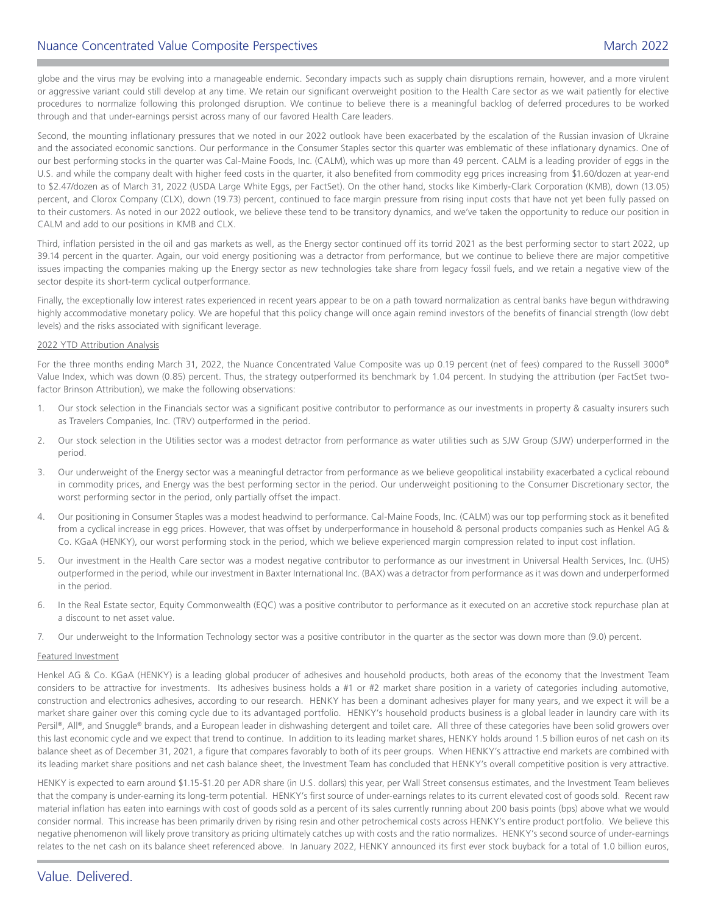globe and the virus may be evolving into a manageable endemic. Secondary impacts such as supply chain disruptions remain, however, and a more virulent or aggressive variant could still develop at any time. We retain our significant overweight position to the Health Care sector as we wait patiently for elective procedures to normalize following this prolonged disruption. We continue to believe there is a meaningful backlog of deferred procedures to be worked through and that under-earnings persist across many of our favored Health Care leaders.

Second, the mounting inflationary pressures that we noted in our 2022 outlook have been exacerbated by the escalation of the Russian invasion of Ukraine and the associated economic sanctions. Our performance in the Consumer Staples sector this quarter was emblematic of these inflationary dynamics. One of our best performing stocks in the quarter was Cal-Maine Foods, Inc. (CALM), which was up more than 49 percent. CALM is a leading provider of eggs in the U.S. and while the company dealt with higher feed costs in the quarter, it also benefited from commodity egg prices increasing from $1.60/dozen at year-end to $2.47/dozen as of March 31, 2022 (USDA Large White Eggs, per FactSet). On the other hand, stocks like Kimberly-Clark Corporation (KMB), down (13.05) percent, and Clorox Company (CLX), down (19.73) percent, continued to face margin pressure from rising input costs that have not yet been fully passed on to their customers. As noted in our 2022 outlook, we believe these tend to be transitory dynamics, and we've taken the opportunity to reduce our position in CALM and add to our positions in KMB and CLX.

Third, inflation persisted in the oil and gas markets as well, as the Energy sector continued off its torrid 2021 as the best performing sector to start 2022, up 39.14 percent in the quarter. Again, our void energy positioning was a detractor from performance, but we continue to believe there are major competitive issues impacting the companies making up the Energy sector as new technologies take share from legacy fossil fuels, and we retain a negative view of the sector despite its short-term cyclical outperformance.

Finally, the exceptionally low interest rates experienced in recent years appear to be on a path toward normalization as central banks have begun withdrawing highly accommodative monetary policy. We are hopeful that this policy change will once again remind investors of the benefits of financial strength (low debt levels) and the risks associated with significant leverage.

2022 YTD Attribution Analysis

For the three months ending March 31, 2022, the Nuance Concentrated Value Composite was up 0.19 percent (net of fees) compared to the Russell 3000® Value Index, which was down (0.85) percent. Thus, the strategy outperformed its benchmark by 1.04 percent. In studying the attribution (per FactSet two-factor Brinson Attribution), we make the following observations:

1. Our stock selection in the Financials sector was a significant positive contributor to performance as our investments in property & casualty insurers such as Travelers Companies, Inc. (TRV) outperformed in the period.
2. Our stock selection in the Utilities sector was a modest detractor from performance as water utilities such as SJW Group (SJW) underperformed in the period.
3. Our underweight of the Energy sector was a meaningful detractor from performance as we believe geopolitical instability exacerbated a cyclical rebound in commodity prices, and Energy was the best performing sector in the period. Our underweight positioning to the Consumer Discretionary sector, the worst performing sector in the period, only partially offset the impact.
4. Our positioning in Consumer Staples was a modest headwind to performance. Cal-Maine Foods, Inc. (CALM) was our top performing stock as it benefited from a cyclical increase in egg prices. However, that was offset by underperformance in household & personal products companies such as Henkel AG & Co. KGaA (HENKY), our worst performing stock in the period, which we believe experienced margin compression related to input cost inflation.
5. Our investment in the Health Care sector was a modest negative contributor to performance as our investment in Universal Health Services, Inc. (UHS) outperformed in the period, while our investment in Baxter International Inc. (BAX) was a detractor from performance as it was down and underperformed in the period.
6. In the Real Estate sector, Equity Commonwealth (EQC) was a positive contributor to performance as it executed on an accretive stock repurchase plan at a discount to net asset value.
7. Our underweight to the Information Technology sector was a positive contributor in the quarter as the sector was down more than (9.0) percent.

Featured Investment

Henkel AG & Co. KGaA (HENKY) is a leading global producer of adhesives and household products, both areas of the economy that the Investment Team considers to be attractive for investments. Its adhesives business holds a #1 or #2 market share position in a variety of categories including automotive, construction and electronics adhesives, according to our research. HENKY has been a dominant adhesives player for many years, and we expect it will be a market share gainer over this coming cycle due to its advantaged portfolio. HENKY's household products business is a global leader in laundry care with its Persil®, All®, and Snuggle® brands, and a European leader in dishwashing detergent and toilet care. All three of these categories have been solid growers over this last economic cycle and we expect that trend to continue. In addition to its leading market shares, HENKY holds around 1.5 billion euros of net cash on its balance sheet as of December 31, 2021, a figure that compares favorably to both of its peer groups. When HENKY's attractive end markets are combined with its leading market share positions and net cash balance sheet, the Investment Team has concluded that HENKY's overall competitive position is very attractive.

HENKY is expected to earn around $1.15-$1.20 per ADR share (in U.S. dollars) this year, per Wall Street consensus estimates, and the Investment Team believes that the company is under-earning its long-term potential. HENKY's first source of under-earnings relates to its current elevated cost of goods sold. Recent raw material inflation has eaten into earnings with cost of goods sold as a percent of its sales currently running about 200 basis points (bps) above what we would consider normal. This increase has been primarily driven by rising resin and other petrochemical costs across HENKY's entire product portfolio. We believe this negative phenomenon will likely prove transitory as pricing ultimately catches up with costs and the ratio normalizes. HENKY's second source of under-earnings relates to the net cash on its balance sheet referenced above. In January 2022, HENKY announced its first ever stock buyback for a total of 1.0 billion euros,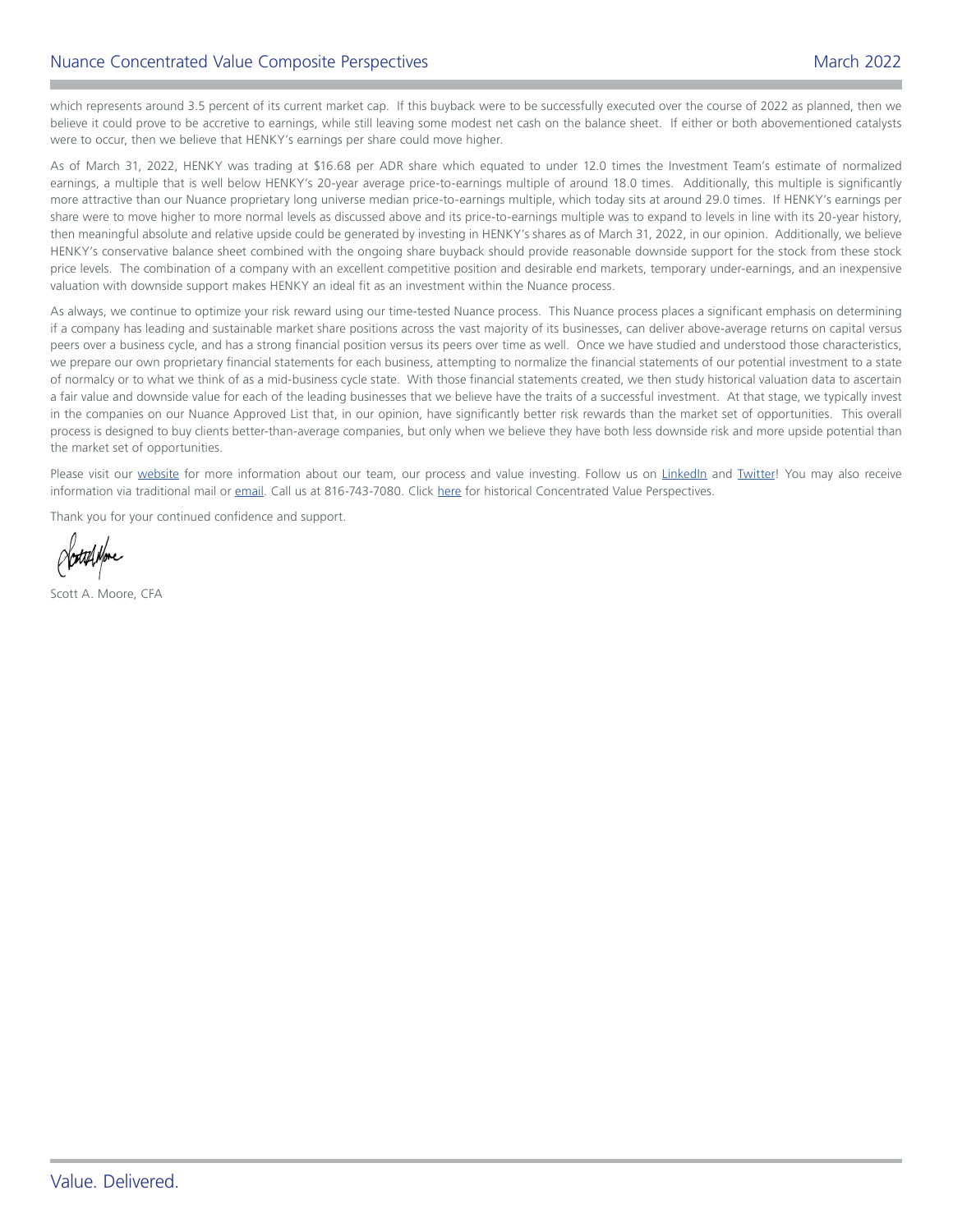which represents around 3.5 percent of its current market cap. If this buyback were to be successfully executed over the course of 2022 as planned, then we believe it could prove to be accretive to earnings, while still leaving some modest net cash on the balance sheet. If either or both abovementioned catalysts were to occur, then we believe that HENKY's earnings per share could move higher.

As of March 31, 2022, HENKY was trading at $16.68 per ADR share which equated to under 12.0 times the Investment Team's estimate of normalized earnings, a multiple that is well below HENKY's 20-year average price-to-earnings multiple of around 18.0 times. Additionally, this multiple is significantly more attractive than our Nuance proprietary long universe median price-to-earnings multiple, which today sits at around 29.0 times. If HENKY's earnings per share were to move higher to more normal levels as discussed above and its price-to-earnings multiple was to expand to levels in line with its 20-year history, then meaningful absolute and relative upside could be generated by investing in HENKY's shares as of March 31, 2022, in our opinion. Additionally, we believe HENKY's conservative balance sheet combined with the ongoing share buyback should provide reasonable downside support for the stock from these stock price levels. The combination of a company with an excellent competitive position and desirable end markets, temporary under-earnings, and an inexpensive valuation with downside support makes HENKY an ideal fit as an investment within the Nuance process.

As always, we continue to optimize your risk reward using our time-tested Nuance process. This Nuance process places a significant emphasis on determining if a company has leading and sustainable market share positions across the vast majority of its businesses, can deliver above-average returns on capital versus peers over a business cycle, and has a strong financial position versus its peers over time as well. Once we have studied and understood those characteristics, we prepare our own proprietary financial statements for each business, attempting to normalize the financial statements of our potential investment to a state of normalcy or to what we think of as a mid-business cycle state. With those financial statements created, we then study historical valuation data to ascertain a fair value and downside value for each of the leading businesses that we believe have the traits of a successful investment. At that stage, we typically invest in the companies on our Nuance Approved List that, in our opinion, have significantly better risk rewards than the market set of opportunities. This overall process is designed to buy clients better-than-average companies, but only when we believe they have both less downside risk and more upside potential than the market set of opportunities.

Please visit our website for more information about our team, our process and value investing. Follow us on LinkedIn and Twitter! You may also receive information via traditional mail or email. Call us at 816-743-7080. Click here for historical Concentrated Value Perspectives.

Thank you for your continued confidence and support.

Scott A. Moore, CFA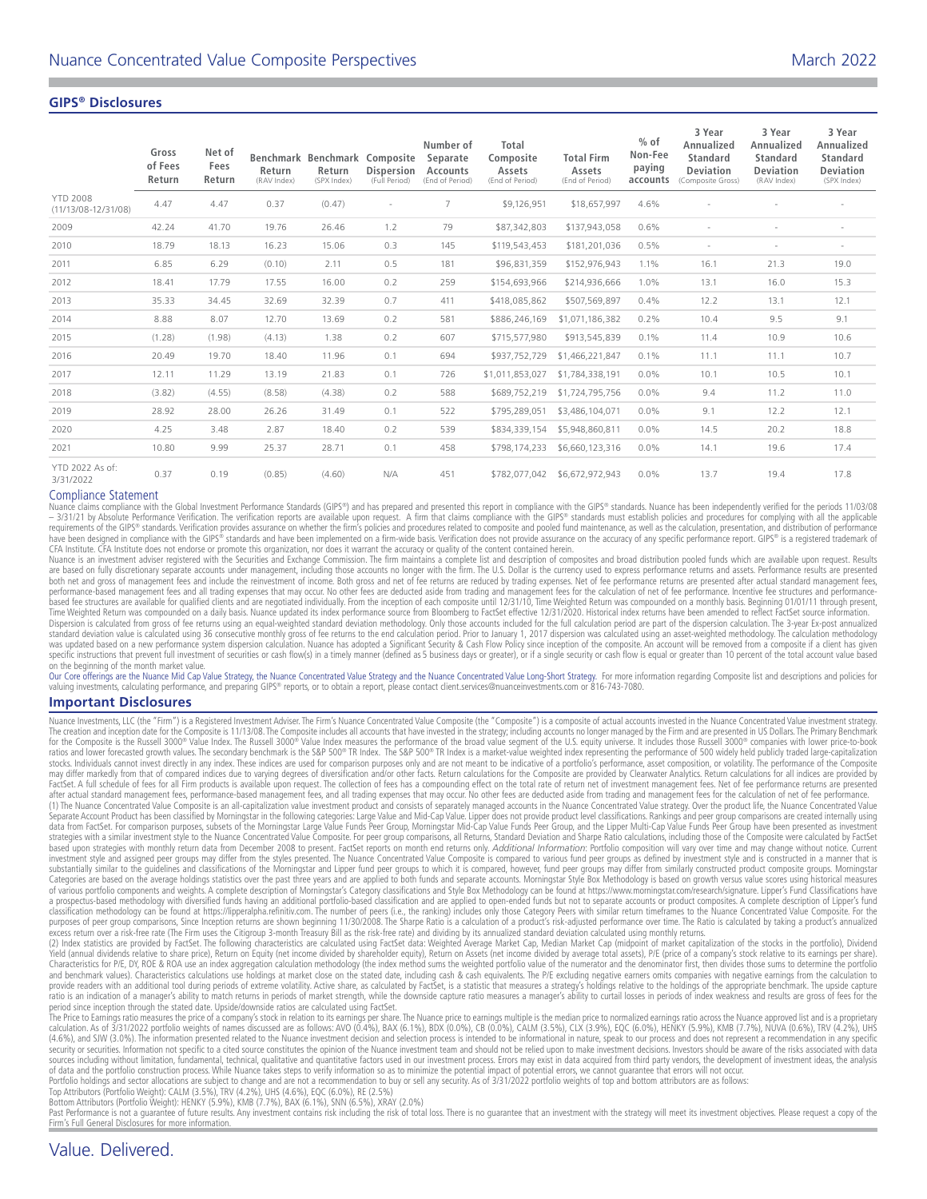## GIPS® Disclosures

| | Gross of Fees Return | Net of Fees Return | Benchmark Return (RAV Index) | Benchmark Return (SPX Index) | Composite Dispersion (Full Period) | Number of Separate Accounts (End of Period) | Total Composite Assets (End of Period) | Total Firm Assets (End of Period) | % of Non-Fee paying accounts | 3 Year Annualized Standard Deviation (Composite Gross) | 3 Year Annualized Standard Deviation (RAV Index) | 3 Year Annualized Standard Deviation (SPX Index) |
|---|---|---|---|---|---|---|---|---|---|---|---|---|
| YTD 2008 (11/13/08-12/31/08) | 4.47 | 4.47 | 0.37 | (0.47) | - | 7 | $9,126,951 | $18,657,997 | 4.6% | - | - | - |
| 2009 | 42.24 | 41.70 | 19.76 | 26.46 | 1.2 | 79 | $87,342,803 | $137,943,058 | 0.6% | - | - | - |
| 2010 | 18.79 | 18.13 | 16.23 | 15.06 | 0.3 | 145 | $119,543,453 | $181,201,036 | 0.5% | - | - | - |
| 2011 | 6.85 | 6.29 | (0.10) | 2.11 | 0.5 | 181 | $96,831,359 | $152,976,943 | 1.1% | 16.1 | 21.3 | 19.0 |
| 2012 | 18.41 | 17.79 | 17.55 | 16.00 | 0.2 | 259 | $154,693,966 | $214,936,666 | 1.0% | 13.1 | 16.0 | 15.3 |
| 2013 | 35.33 | 34.45 | 32.69 | 32.39 | 0.7 | 411 | $418,085,862 | $507,569,897 | 0.4% | 12.2 | 13.1 | 12.1 |
| 2014 | 8.88 | 8.07 | 12.70 | 13.69 | 0.2 | 581 | $886,246,169 | $1,071,186,382 | 0.2% | 10.4 | 9.5 | 9.1 |
| 2015 | (1.28) | (1.98) | (4.13) | 1.38 | 0.2 | 607 | $715,577,980 | $913,545,839 | 0.1% | 11.4 | 10.9 | 10.6 |
| 2016 | 20.49 | 19.70 | 18.40 | 11.96 | 0.1 | 694 | $937,752,729 | $1,466,221,847 | 0.1% | 11.1 | 11.1 | 10.7 |
| 2017 | 12.11 | 11.29 | 13.19 | 21.83 | 0.1 | 726 | $1,011,853,027 | $1,784,338,191 | 0.0% | 10.1 | 10.5 | 10.1 |
| 2018 | (3.82) | (4.55) | (8.58) | (4.38) | 0.2 | 588 | $689,752,219 | $1,724,795,756 | 0.0% | 9.4 | 11.2 | 11.0 |
| 2019 | 28.92 | 28.00 | 26.26 | 31.49 | 0.1 | 522 | $795,289,051 | $3,486,104,071 | 0.0% | 9.1 | 12.2 | 12.1 |
| 2020 | 4.25 | 3.48 | 2.87 | 18.40 | 0.2 | 539 | $834,339,154 | $5,948,860,811 | 0.0% | 14.5 | 20.2 | 18.8 |
| 2021 | 10.80 | 9.99 | 25.37 | 28.71 | 0.1 | 458 | $798,174,233 | $6,660,123,316 | 0.0% | 14.1 | 19.6 | 17.4 |
| YTD 2022 As of: 3/31/2022 | 0.37 | 0.19 | (0.85) | (4.60) | N/A | 451 | $782,077,042 | $6,672,972,943 | 0.0% | 13.7 | 19.4 | 17.8 |

### Compliance Statement

Nuance claims compliance with the Global Investment Performance Standards (GIPS®) and has prepared and presented this report in compliance with the GIPS® standards. Nuance has been independently verified for the periods 11/03/08 – 3/31/21 by Absolute Performance Verification. The verification reports are available upon request. A firm that claims compliance with the GIPS® standards must establish policies and procedures for complying with all the applicable requirements of the GIPS® standards. Verification provides assurance on whether the firm's policies and procedures related to composite and pooled fund maintenance, as well as the calculation, presentation, and distribution of performance have been designed in compliance with the GIPS® standards and have been implemented on a firm-wide basis. Verification does not provide assurance on the accuracy of any specific performance report. GIPS® is a registered trademark of CFA Institute. CFA Institute does not endorse or promote this organization, nor does it warrant the accuracy or quality of the content contained herein.

Nuance is an investment adviser registered with the Securities and Exchange Commission. The firm maintains a complete list and description of composites and broad distribution pooled funds which are available upon request. Results are based on fully discretionary separate accounts under management, including those accounts no longer with the firm. The U.S. Dollar is the currency used to express performance returns and assets. Performance results are presented both net and gross of management fees and include the reinvestment of income. Both gross and net of fee returns are reduced by trading expenses. Net of fee performance returns are presented after actual standard management fees, performance-based management fees and all trading expenses that may occur. No other fees are deducted aside from trading and management fees for the calculation of net of fee performance. Incentive fee structures and performance-based fee structures are available for qualified clients and are negotiated individually. From the inception of each composite until 12/31/10, Time Weighted Return was compounded on a monthly basis. Beginning 01/01/11 through present, Time Weighted Return was compounded on a daily basis. Nuance updated its index performance source from Bloomberg to FactSet effective 12/31/2020. Historical index returns have been amended to reflect FactSet source information. Dispersion is calculated from gross of fee returns using an equal-weighted standard deviation methodology. Only those accounts included for the full calculation period are part of the dispersion calculation. The 3-year Ex-post annualized standard deviation value is calculated using 36 consecutive monthly gross of fee returns to the end calculation period. Prior to January 1, 2017 dispersion was calculated using an asset-weighted methodology. The calculation methodology was updated based on a new performance system dispersion calculation. Nuance has adopted a Significant Security & Cash Flow Policy since inception of the composite. An account will be removed from a composite if a client has given specific instructions that prevent full investment of securities or cash flow(s) in a timely manner (defined as 5 business days or greater), or if a single security or cash flow is equal or greater than 10 percent of the total account value based on the beginning of the month market value.

Our Core offerings are the Nuance Mid Cap Value Strategy, the Nuance Concentrated Value Strategy and the Nuance Concentrated Value Long-Short Strategy. For more information regarding Composite list and descriptions and policies for valuing investments, calculating performance, and preparing GIPS® reports, or to obtain a report, please contact client.services@nuanceinvestments.com or 816-743-7080.

## Important Disclosures

Nuance Investments, LLC (the "Firm") is a Registered Investment Adviser. The Firm's Nuance Concentrated Value Composite (the "Composite") is a composite of actual accounts invested in the Nuance Concentrated Value investment strategy. The creation and inception date for the Composite is 11/13/08. The Composite includes all accounts that have invested in the strategy; including accounts no longer managed by the Firm and are presented in US Dollars. The Primary Benchmark for the Composite is the Russell 3000® Value Index. The Russell 3000® Value Index measures the performance of the broad value segment of the U.S. equity universe. It includes those Russell 3000® companies with lower price-to-book ratios and lower forecasted growth values. The secondary benchmark is the S&P 500® TR Index. The S&P 500® TR Index is a market-value weighted index representing the performance of 500 widely held publicly traded large-capitalization stocks. Individuals cannot invest directly in any index. These indices are used for comparison purposes only and are not meant to be indicative of a portfolio's performance, asset composition, or volatility. The performance of the Composite may differ markedly from that of compared indices due to varying degrees of diversification and/or other facts. Return calculations for the Composite are provided by Clearwater Analytics. Return calculations for all indices are provided by FactSet. A full schedule of fees for all Firm products is available upon request. The collection of fees has a compounding effect on the total rate of return net of investment management fees. Net of fee performance returns are presented after actual standard management fees, performance-based management fees, and all trading expenses that may occur. No other fees are deducted aside from trading and management fees for the calculation of net of fee performance.

(1) The Nuance Concentrated Value Composite is an all-capitalization value investment product and consists of separately managed accounts in the Nuance Concentrated Value strategy. Over the product life, the Nuance Concentrated Value Separate Account Product has been classified by Morningstar in the following categories: Large Value and Mid-Cap Value. Lipper does not provide product level classifications. Rankings and peer group comparisons are created internally using data from FactSet. For comparison purposes, subsets of the Morningstar Large Value Funds Peer Group, Morningstar Mid-Cap Value Funds Peer Group, and the Lipper Multi-Cap Value Funds Peer Group have been presented as investment strategies with a similar investment style to the Nuance Concentrated Value Composite. For peer group comparisons, all Returns, Standard Deviation and Sharpe Ratio calculations, including those of the Composite were calculated by FactSet based upon strategies with monthly return data from December 2008 to present. FactSet reports on month end returns only. *Additional Information*: Portfolio composition will vary over time and may change without notice. Current investment style and assigned peer groups may differ from the styles presented. The Nuance Concentrated Value Composite is compared to various fund peer groups as defined by investment style and is constructed in a manner that is substantially similar to the guidelines and classifications of the Morningstar and Lipper fund peer groups to which it is compared, however, fund peer groups may differ from similarly constructed product composite groups. Morningstar Categories are based on the average holdings statistics over the past three years and are applied to both funds and separate accounts. Morningstar Style Box Methodology is based on growth versus value scores using historical measures of various portfolio components and weights. A complete description of Morningstar's Category classifications and Style Box Methodology can be found at https://www.morningstar.com/research/signature. Lipper's Fund Classifications have a prospectus-based methodology with diversified funds having an additional portfolio-based classification and are applied to open-ended funds but not to separate accounts or product composites. A complete description of Lipper's fund classification methodology can be found at https://lipperalpha.refinitiv.com. The number of peers (i.e., the ranking) includes only those Category Peers with similar return timeframes to the Nuance Concentrated Value Composite. For the purposes of peer group comparisons, Since Inception returns are shown beginning 11/30/2008. The Sharpe Ratio is a calculation of a product's risk-adjusted performance over time. The Ratio is calculated by taking a product's annualized excess return over a risk-free rate (The Firm uses the Citigroup 3-month Treasury Bill as the risk-free rate) and dividing by its annualized standard deviation calculated using monthly returns.

(2) Index statistics are provided by FactSet. The following characteristics are calculated using FactSet data: Weighted Average Market Cap, Median Market Cap (midpoint of market capitalization of the stocks in the portfolio), Dividend Yield (annual dividends relative to share price), Return on Equity (net income divided by shareholder equity), Return on Assets (net income divided by average total assets), P/E (price of a company's stock relative to its earnings per share). Characteristics for P/E, DY, ROE & ROA use an index aggregation calculation methodology (the index method sums the weighted portfolio value of the numerator and the denominator first, then divides those sums to determine the portfolio and benchmark values). Characteristics calculations use holdings at market close on the stated date, including cash & cash equivalents. The P/E excluding negative earners omits companies with negative earnings from the calculation to provide readers with an additional tool during periods of extreme volatility. Active share, as calculated by FactSet, is a statistic that measures a strategy's holdings relative to the holdings of the appropriate benchmark. The upside capture ratio is an indication of a manager's ability to match returns in periods of market strength, while the downside capture ratio measures a manager's ability to curtail losses in periods of index weakness and results are gross of fees for the period since inception through the stated date. Upside/downside ratios are calculated using FactSet.

The Price to Earnings ratio measures the price of a company's stock in relation to its earnings per share. The Nuance price to earnings multiple is the median price to normalized earnings ratio across the Nuance approved list and is a proprietary calculation. As of 3/31/2022 portfolio weights of names discussed are as follows: AVO (0.4%), BAX (6.1%), BDX (0.0%), CB (0.0%), CALM (3.5%), CLX (3.9%), EQC (6.0%), HENKY (5.9%), KMB (7.7%), NUVA (0.6%), TRV (4.2%), UHS (4.6%), and SJW (3.0%). The information presented related to the Nuance investment decision and selection process is intended to be informational in nature, speak to our process and does not represent a recommendation in any specific security or securities. Information not specific to a cited source constitutes the opinion of the Nuance investment team and should not be relied upon to make investment decisions. Investors should be aware of the risks associated with data sources including without limitation, fundamental, technical, qualitative and quantitative factors used in our investment process. Errors may exist in data acquired from third party vendors, the development of investment ideas, the analysis of data and the portfolio construction process. While Nuance takes steps to verify information so as to minimize the potential impact of potential errors, we cannot guarantee that errors will not occur.

Portfolio holdings and sector allocations are subject to change and are not a recommendation to buy or sell any security. As of 3/31/2022 portfolio weights of top and bottom attributors are as follows:

Top Attributors (Portfolio Weight): CALM (3.5%), TRV (4.2%), UHS (4.6%), EQC (6.0%), RE (2.5%)

Bottom Attributors (Portfolio Weight): HENKY (5.9%), KMB (7.7%), BAX (6.1%), SNN (6.5%), XRAY (2.0%)

Past Performance is not a guarantee of future results. Any investment contains risk including the risk of total loss. There is no guarantee that an investment with the strategy will meet its investment objectives. Please request a copy of the Firm's Full General Disclosures for more information.

Value. Delivered.